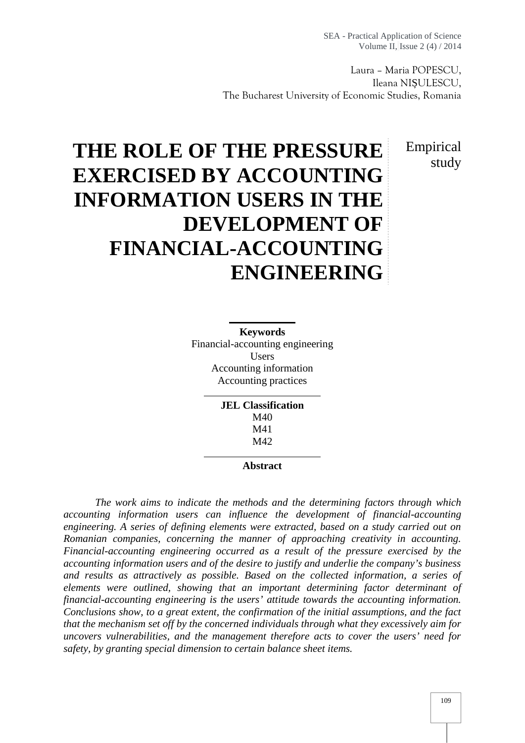Laura – Maria POPESCU,
Ileana NIȘULESCU,
The Bucharest University of Economic Studies, Romania

# THE ROLE OF THE PRESSURE EXERCISED BY ACCOUNTING INFORMATION USERS IN THE DEVELOPMENT OF FINANCIAL-ACCOUNTING ENGINEERING

Empirical study

**Keywords**
Financial-accounting engineering
Users
Accounting information
Accounting practices

**JEL Classification**
M40
M41
M42

**Abstract**

*The work aims to indicate the methods and the determining factors through which accounting information users can influence the development of financial-accounting engineering. A series of defining elements were extracted, based on a study carried out on Romanian companies, concerning the manner of approaching creativity in accounting. Financial-accounting engineering occurred as a result of the pressure exercised by the accounting information users and of the desire to justify and underlie the company's business and results as attractively as possible. Based on the collected information, a series of elements were outlined, showing that an important determining factor determinant of financial-accounting engineering is the users' attitude towards the accounting information. Conclusions show, to a great extent, the confirmation of the initial assumptions, and the fact that the mechanism set off by the concerned individuals through what they excessively aim for uncovers vulnerabilities, and the management therefore acts to cover the users' need for safety, by granting special dimension to certain balance sheet items.*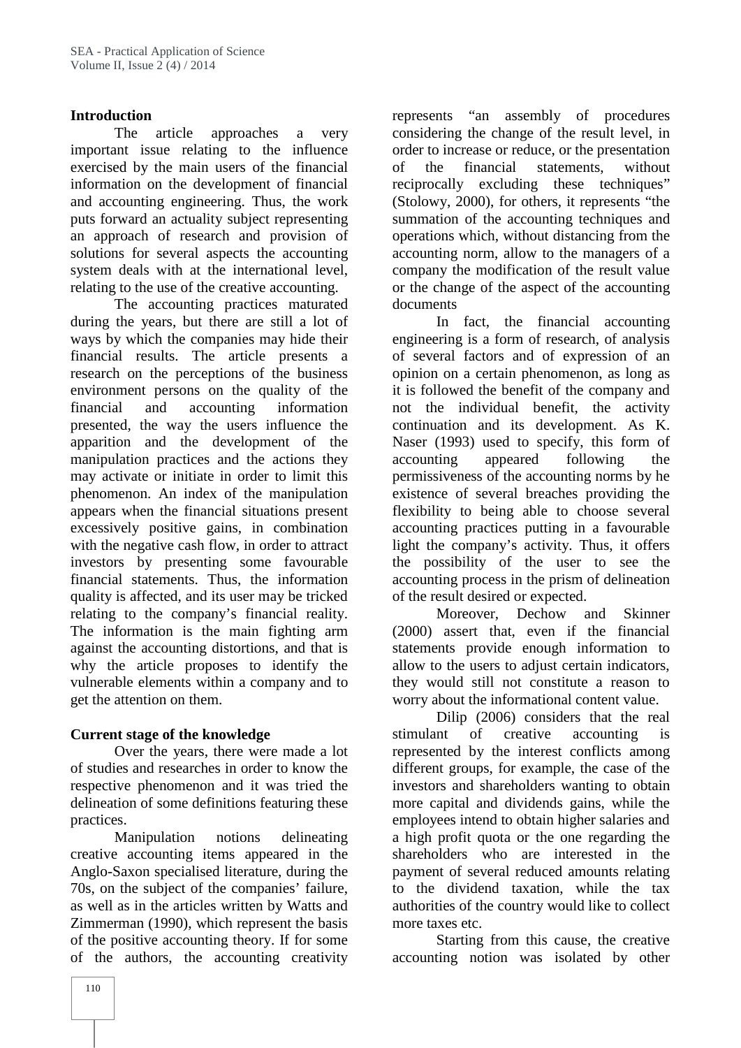## Introduction

The article approaches a very important issue relating to the influence exercised by the main users of the financial information on the development of financial and accounting engineering. Thus, the work puts forward an actuality subject representing an approach of research and provision of solutions for several aspects the accounting system deals with at the international level, relating to the use of the creative accounting.

The accounting practices maturated during the years, but there are still a lot of ways by which the companies may hide their financial results. The article presents a research on the perceptions of the business environment persons on the quality of the financial and accounting information presented, the way the users influence the apparition and the development of the manipulation practices and the actions they may activate or initiate in order to limit this phenomenon. An index of the manipulation appears when the financial situations present excessively positive gains, in combination with the negative cash flow, in order to attract investors by presenting some favourable financial statements. Thus, the information quality is affected, and its user may be tricked relating to the company's financial reality. The information is the main fighting arm against the accounting distortions, and that is why the article proposes to identify the vulnerable elements within a company and to get the attention on them.

## Current stage of the knowledge

Over the years, there were made a lot of studies and researches in order to know the respective phenomenon and it was tried the delineation of some definitions featuring these practices.

Manipulation notions delineating creative accounting items appeared in the Anglo-Saxon specialised literature, during the 70s, on the subject of the companies' failure, as well as in the articles written by Watts and Zimmerman (1990), which represent the basis of the positive accounting theory. If for some of the authors, the accounting creativity represents "an assembly of procedures considering the change of the result level, in order to increase or reduce, or the presentation of the financial statements, without reciprocally excluding these techniques" (Stolowy, 2000), for others, it represents "the summation of the accounting techniques and operations which, without distancing from the accounting norm, allow to the managers of a company the modification of the result value or the change of the aspect of the accounting documents

In fact, the financial accounting engineering is a form of research, of analysis of several factors and of expression of an opinion on a certain phenomenon, as long as it is followed the benefit of the company and not the individual benefit, the activity continuation and its development. As K. Naser (1993) used to specify, this form of accounting appeared following the permissiveness of the accounting norms by he existence of several breaches providing the flexibility to being able to choose several accounting practices putting in a favourable light the company's activity. Thus, it offers the possibility of the user to see the accounting process in the prism of delineation of the result desired or expected.

Moreover, Dechow and Skinner (2000) assert that, even if the financial statements provide enough information to allow to the users to adjust certain indicators, they would still not constitute a reason to worry about the informational content value.

Dilip (2006) considers that the real stimulant of creative accounting is represented by the interest conflicts among different groups, for example, the case of the investors and shareholders wanting to obtain more capital and dividends gains, while the employees intend to obtain higher salaries and a high profit quota or the one regarding the shareholders who are interested in the payment of several reduced amounts relating to the dividend taxation, while the tax authorities of the country would like to collect more taxes etc.

Starting from this cause, the creative accounting notion was isolated by other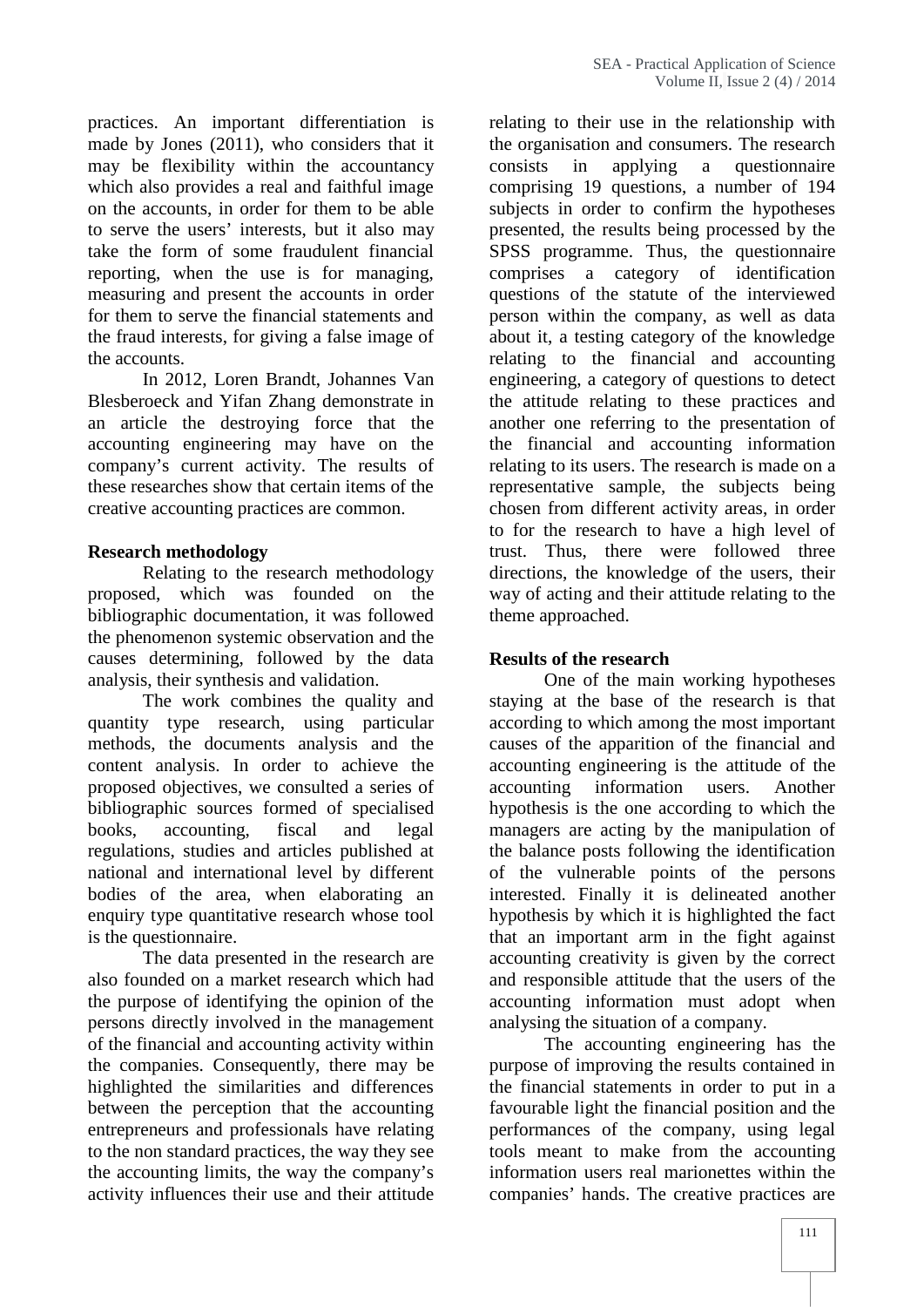practices. An important differentiation is made by Jones (2011), who considers that it may be flexibility within the accountancy which also provides a real and faithful image on the accounts, in order for them to be able to serve the users' interests, but it also may take the form of some fraudulent financial reporting, when the use is for managing, measuring and present the accounts in order for them to serve the financial statements and the fraud interests, for giving a false image of the accounts.

In 2012, Loren Brandt, Johannes Van Blesberoeck and Yifan Zhang demonstrate in an article the destroying force that the accounting engineering may have on the company's current activity. The results of these researches show that certain items of the creative accounting practices are common.

## Research methodology

Relating to the research methodology proposed, which was founded on the bibliographic documentation, it was followed the phenomenon systemic observation and the causes determining, followed by the data analysis, their synthesis and validation.

The work combines the quality and quantity type research, using particular methods, the documents analysis and the content analysis. In order to achieve the proposed objectives, we consulted a series of bibliographic sources formed of specialised books, accounting, fiscal and legal regulations, studies and articles published at national and international level by different bodies of the area, when elaborating an enquiry type quantitative research whose tool is the questionnaire.

The data presented in the research are also founded on a market research which had the purpose of identifying the opinion of the persons directly involved in the management of the financial and accounting activity within the companies. Consequently, there may be highlighted the similarities and differences between the perception that the accounting entrepreneurs and professionals have relating to the non standard practices, the way they see the accounting limits, the way the company's activity influences their use and their attitude relating to their use in the relationship with the organisation and consumers. The research consists in applying a questionnaire comprising 19 questions, a number of 194 subjects in order to confirm the hypotheses presented, the results being processed by the SPSS programme. Thus, the questionnaire comprises a category of identification questions of the statute of the interviewed person within the company, as well as data about it, a testing category of the knowledge relating to the financial and accounting engineering, a category of questions to detect the attitude relating to these practices and another one referring to the presentation of the financial and accounting information relating to its users. The research is made on a representative sample, the subjects being chosen from different activity areas, in order to for the research to have a high level of trust. Thus, there were followed three directions, the knowledge of the users, their way of acting and their attitude relating to the theme approached.

## Results of the research

One of the main working hypotheses staying at the base of the research is that according to which among the most important causes of the apparition of the financial and accounting engineering is the attitude of the accounting information users. Another hypothesis is the one according to which the managers are acting by the manipulation of the balance posts following the identification of the vulnerable points of the persons interested. Finally it is delineated another hypothesis by which it is highlighted the fact that an important arm in the fight against accounting creativity is given by the correct and responsible attitude that the users of the accounting information must adopt when analysing the situation of a company.

The accounting engineering has the purpose of improving the results contained in the financial statements in order to put in a favourable light the financial position and the performances of the company, using legal tools meant to make from the accounting information users real marionettes within the companies' hands. The creative practices are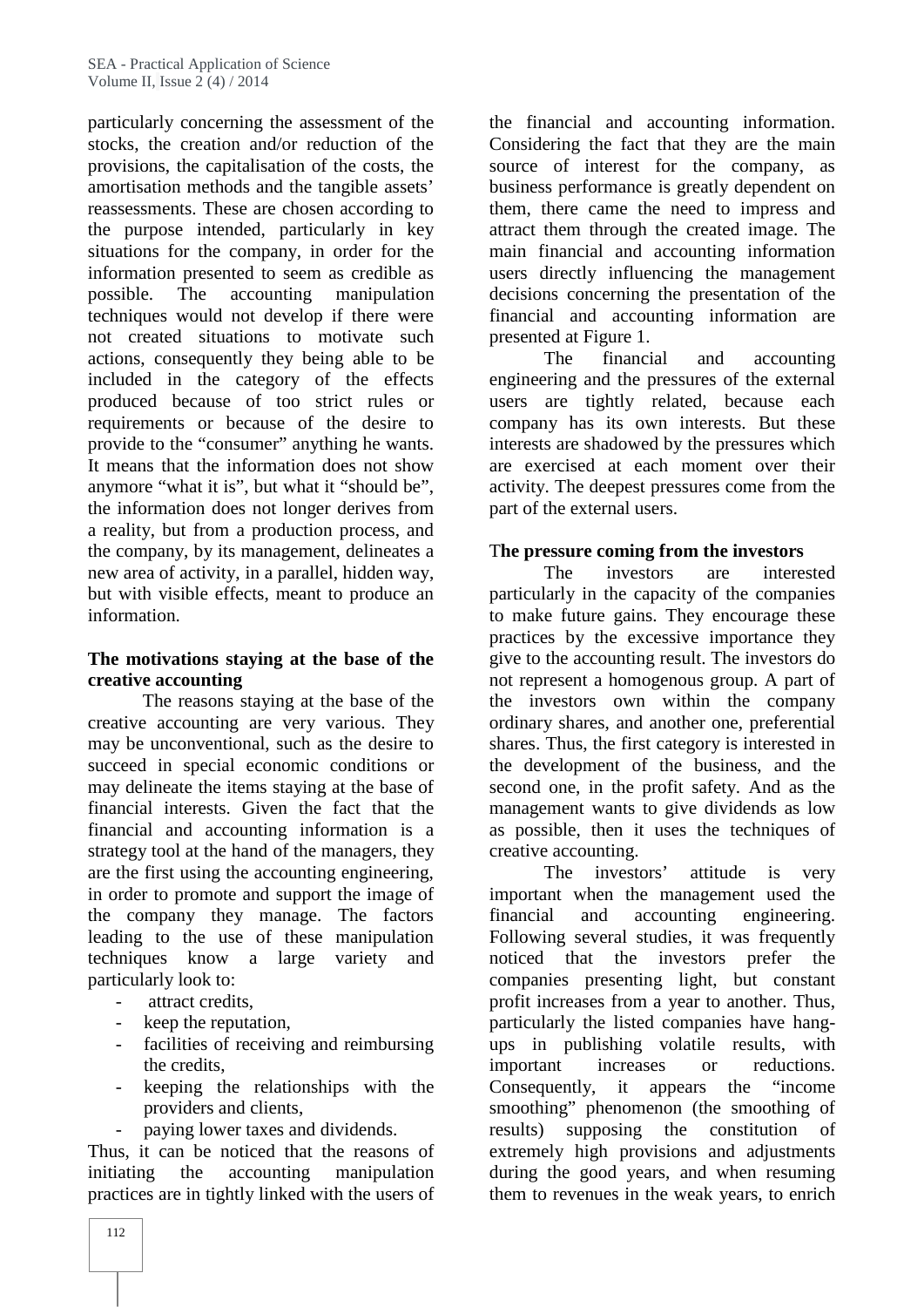particularly concerning the assessment of the stocks, the creation and/or reduction of the provisions, the capitalisation of the costs, the amortisation methods and the tangible assets' reassessments. These are chosen according to the purpose intended, particularly in key situations for the company, in order for the information presented to seem as credible as possible. The accounting manipulation techniques would not develop if there were not created situations to motivate such actions, consequently they being able to be included in the category of the effects produced because of too strict rules or requirements or because of the desire to provide to the "consumer" anything he wants. It means that the information does not show anymore "what it is", but what it "should be", the information does not longer derives from a reality, but from a production process, and the company, by its management, delineates a new area of activity, in a parallel, hidden way, but with visible effects, meant to produce an information.

**The motivations staying at the base of the creative accounting**

The reasons staying at the base of the creative accounting are very various. They may be unconventional, such as the desire to succeed in special economic conditions or may delineate the items staying at the base of financial interests. Given the fact that the financial and accounting information is a strategy tool at the hand of the managers, they are the first using the accounting engineering, in order to promote and support the image of the company they manage. The factors leading to the use of these manipulation techniques know a large variety and particularly look to:

- attract credits,
- keep the reputation,
- facilities of receiving and reimbursing the credits,
- keeping the relationships with the providers and clients,
- paying lower taxes and dividends.

Thus, it can be noticed that the reasons of initiating the accounting manipulation practices are in tightly linked with the users of the financial and accounting information. Considering the fact that they are the main source of interest for the company, as business performance is greatly dependent on them, there came the need to impress and attract them through the created image. The main financial and accounting information users directly influencing the management decisions concerning the presentation of the financial and accounting information are presented at Figure 1.

The financial and accounting engineering and the pressures of the external users are tightly related, because each company has its own interests. But these interests are shadowed by the pressures which are exercised at each moment over their activity. The deepest pressures come from the part of the external users.

**The pressure coming from the investors**

The investors are interested particularly in the capacity of the companies to make future gains. They encourage these practices by the excessive importance they give to the accounting result. The investors do not represent a homogenous group. A part of the investors own within the company ordinary shares, and another one, preferential shares. Thus, the first category is interested in the development of the business, and the second one, in the profit safety. And as the management wants to give dividends as low as possible, then it uses the techniques of creative accounting.

The investors' attitude is very important when the management used the financial and accounting engineering. Following several studies, it was frequently noticed that the investors prefer the companies presenting light, but constant profit increases from a year to another. Thus, particularly the listed companies have hang-ups in publishing volatile results, with important increases or reductions. Consequently, it appears the "income smoothing" phenomenon (the smoothing of results) supposing the constitution of extremely high provisions and adjustments during the good years, and when resuming them to revenues in the weak years, to enrich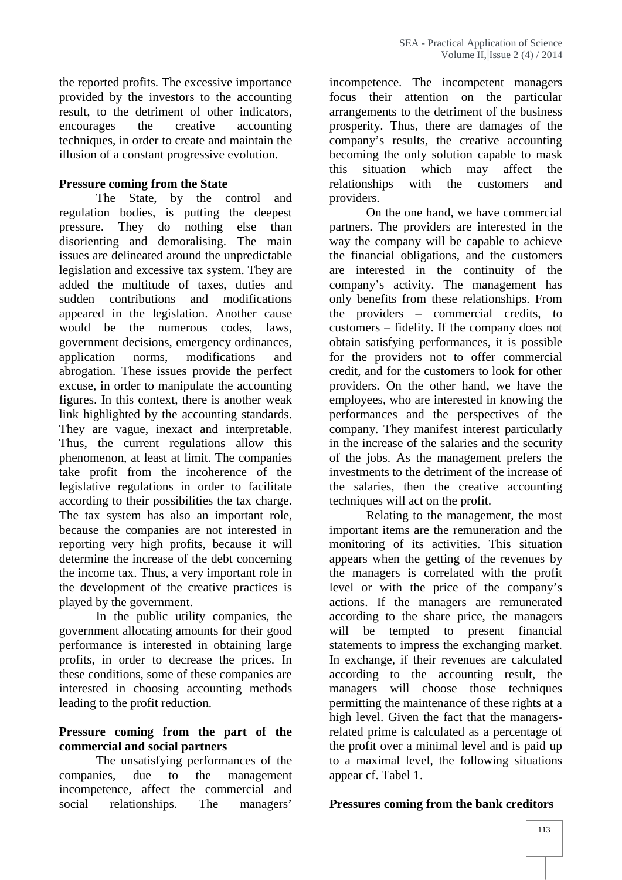the reported profits. The excessive importance provided by the investors to the accounting result, to the detriment of other indicators, encourages the creative accounting techniques, in order to create and maintain the illusion of a constant progressive evolution.

**Pressure coming from the State**

The State, by the control and regulation bodies, is putting the deepest pressure. They do nothing else than disorienting and demoralising. The main issues are delineated around the unpredictable legislation and excessive tax system. They are added the multitude of taxes, duties and sudden contributions and modifications appeared in the legislation. Another cause would be the numerous codes, laws, government decisions, emergency ordinances, application norms, modifications and abrogation. These issues provide the perfect excuse, in order to manipulate the accounting figures. In this context, there is another weak link highlighted by the accounting standards. They are vague, inexact and interpretable. Thus, the current regulations allow this phenomenon, at least at limit. The companies take profit from the incoherence of the legislative regulations in order to facilitate according to their possibilities the tax charge. The tax system has also an important role, because the companies are not interested in reporting very high profits, because it will determine the increase of the debt concerning the income tax. Thus, a very important role in the development of the creative practices is played by the government.

In the public utility companies, the government allocating amounts for their good performance is interested in obtaining large profits, in order to decrease the prices. In these conditions, some of these companies are interested in choosing accounting methods leading to the profit reduction.

**Pressure coming from the part of the commercial and social partners**

The unsatisfying performances of the companies, due to the management incompetence, affect the commercial and social relationships. The managers' incompetence. The incompetent managers focus their attention on the particular arrangements to the detriment of the business prosperity. Thus, there are damages of the company's results, the creative accounting becoming the only solution capable to mask this situation which may affect the relationships with the customers and providers.

On the one hand, we have commercial partners. The providers are interested in the way the company will be capable to achieve the financial obligations, and the customers are interested in the continuity of the company's activity. The management has only benefits from these relationships. From the providers – commercial credits, to customers – fidelity. If the company does not obtain satisfying performances, it is possible for the providers not to offer commercial credit, and for the customers to look for other providers. On the other hand, we have the employees, who are interested in knowing the performances and the perspectives of the company. They manifest interest particularly in the increase of the salaries and the security of the jobs. As the management prefers the investments to the detriment of the increase of the salaries, then the creative accounting techniques will act on the profit.

Relating to the management, the most important items are the remuneration and the monitoring of its activities. This situation appears when the getting of the revenues by the managers is correlated with the profit level or with the price of the company's actions. If the managers are remunerated according to the share price, the managers will be tempted to present financial statements to impress the exchanging market. In exchange, if their revenues are calculated according to the accounting result, the managers will choose those techniques permitting the maintenance of these rights at a high level. Given the fact that the managers-related prime is calculated as a percentage of the profit over a minimal level and is paid up to a maximal level, the following situations appear cf. Tabel 1.

**Pressures coming from the bank creditors**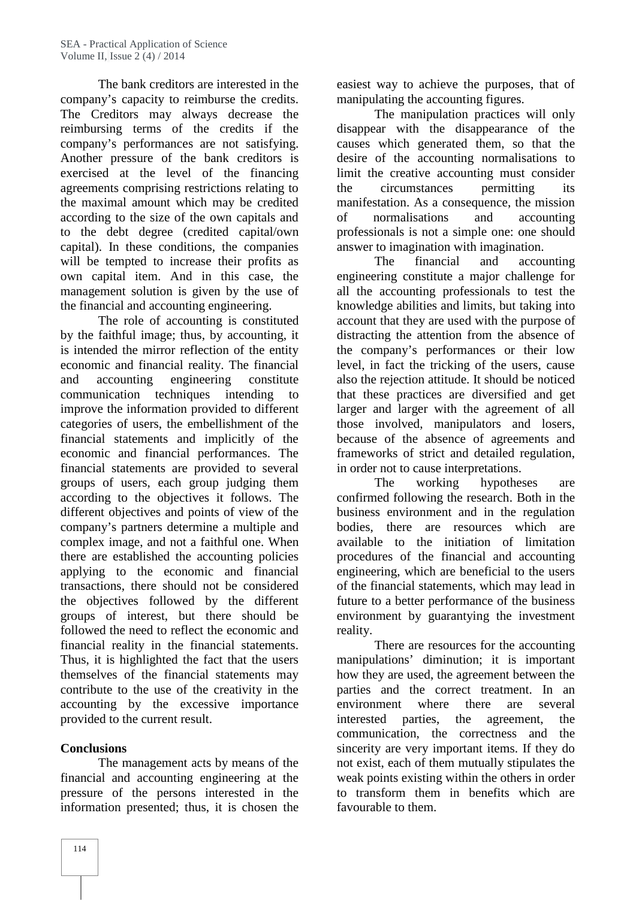The bank creditors are interested in the company's capacity to reimburse the credits. The Creditors may always decrease the reimbursing terms of the credits if the company's performances are not satisfying. Another pressure of the bank creditors is exercised at the level of the financing agreements comprising restrictions relating to the maximal amount which may be credited according to the size of the own capitals and to the debt degree (credited capital/own capital). In these conditions, the companies will be tempted to increase their profits as own capital item. And in this case, the management solution is given by the use of the financial and accounting engineering.

The role of accounting is constituted by the faithful image; thus, by accounting, it is intended the mirror reflection of the entity economic and financial reality. The financial and accounting engineering constitute communication techniques intending to improve the information provided to different categories of users, the embellishment of the financial statements and implicitly of the economic and financial performances. The financial statements are provided to several groups of users, each group judging them according to the objectives it follows. The different objectives and points of view of the company's partners determine a multiple and complex image, and not a faithful one. When there are established the accounting policies applying to the economic and financial transactions, there should not be considered the objectives followed by the different groups of interest, but there should be followed the need to reflect the economic and financial reality in the financial statements. Thus, it is highlighted the fact that the users themselves of the financial statements may contribute to the use of the creativity in the accounting by the excessive importance provided to the current result.

## Conclusions

The management acts by means of the financial and accounting engineering at the pressure of the persons interested in the information presented; thus, it is chosen the easiest way to achieve the purposes, that of manipulating the accounting figures.

The manipulation practices will only disappear with the disappearance of the causes which generated them, so that the desire of the accounting normalisations to limit the creative accounting must consider the circumstances permitting its manifestation. As a consequence, the mission of normalisations and accounting professionals is not a simple one: one should answer to imagination with imagination.

The financial and accounting engineering constitute a major challenge for all the accounting professionals to test the knowledge abilities and limits, but taking into account that they are used with the purpose of distracting the attention from the absence of the company's performances or their low level, in fact the tricking of the users, cause also the rejection attitude. It should be noticed that these practices are diversified and get larger and larger with the agreement of all those involved, manipulators and losers, because of the absence of agreements and frameworks of strict and detailed regulation, in order not to cause interpretations.

The working hypotheses are confirmed following the research. Both in the business environment and in the regulation bodies, there are resources which are available to the initiation of limitation procedures of the financial and accounting engineering, which are beneficial to the users of the financial statements, which may lead in future to a better performance of the business environment by guarantying the investment reality.

There are resources for the accounting manipulations' diminution; it is important how they are used, the agreement between the parties and the correct treatment. In an environment where there are several interested parties, the agreement, the communication, the correctness and the sincerity are very important items. If they do not exist, each of them mutually stipulates the weak points existing within the others in order to transform them in benefits which are favourable to them.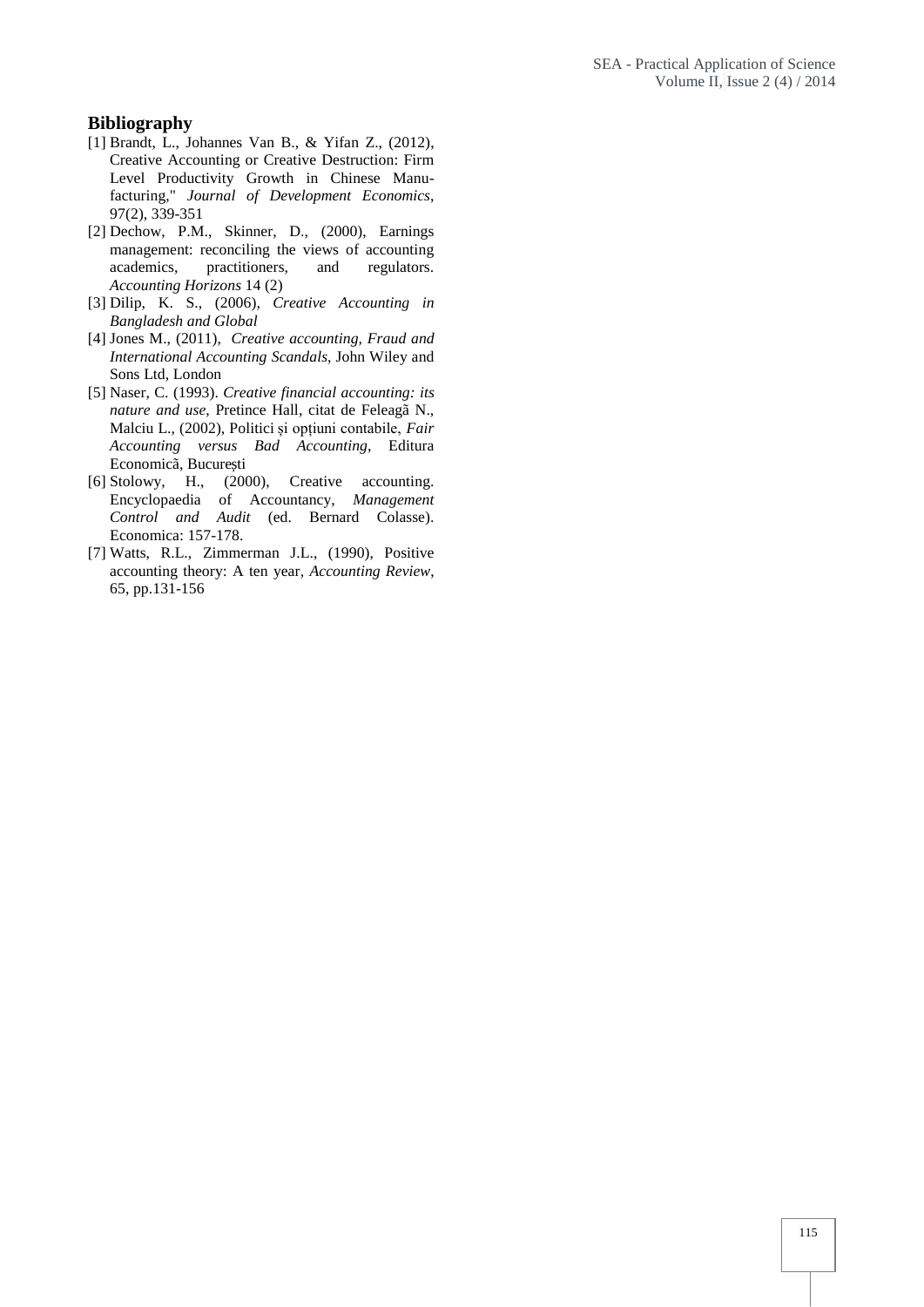## Bibliography

[1] Brandt, L., Johannes Van B., & Yifan Z., (2012), Creative Accounting or Creative Destruction: Firm Level Productivity Growth in Chinese Manufacturing," *Journal of Development Economics*, 97(2), 339-351

[2] Dechow, P.M., Skinner, D., (2000), Earnings management: reconciling the views of accounting academics, practitioners, and regulators. *Accounting Horizons* 14 (2)

[3] Dilip, K. S., (2006), *Creative Accounting in Bangladesh and Global*

[4] Jones M., (2011), *Creative accounting, Fraud and International Accounting Scandals*, John Wiley and Sons Ltd, London

[5] Naser, C. (1993). *Creative financial accounting: its nature and use*, Pretince Hall, citat de Feleagã N., Malciu L., (2002), Politici și opțiuni contabile, *Fair Accounting versus Bad Accounting*, Editura Economicã, București

[6] Stolowy, H., (2000), Creative accounting. Encyclopaedia of Accountancy, *Management Control and Audit* (ed. Bernard Colasse). Economica: 157-178.

[7] Watts, R.L., Zimmerman J.L., (1990), Positive accounting theory: A ten year, *Accounting Review*, 65, pp.131-156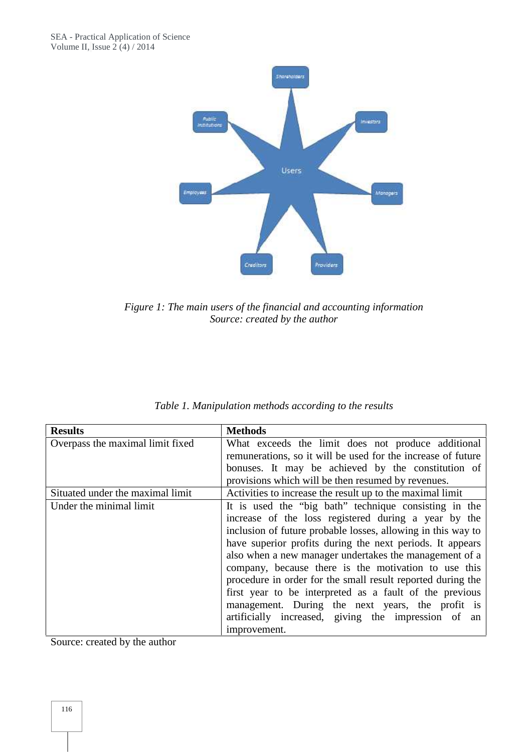Shareholders

Investors

Managers

Providers

Creditors

Employees

Public Institutions

Users

*Figure 1: The main users of the financial and accounting information*
*Source: created by the author*

*Table 1. Manipulation methods according to the results*

| **Results** | **Methods** |
|---|---|
| Overpass the maximal limit fixed | What exceeds the limit does not produce additional remunerations, so it will be used for the increase of future bonuses. It may be achieved by the constitution of provisions which will be then resumed by revenues. |
| Situated under the maximal limit | Activities to increase the result up to the maximal limit |
| Under the minimal limit | It is used the "big bath" technique consisting in the increase of the loss registered during a year by the inclusion of future probable losses, allowing in this way to have superior profits during the next periods. It appears also when a new manager undertakes the management of a company, because there is the motivation to use this procedure in order for the small result reported during the first year to be interpreted as a fault of the previous management. During the next years, the profit is artificially increased, giving the impression of an improvement. |

Source: created by the author